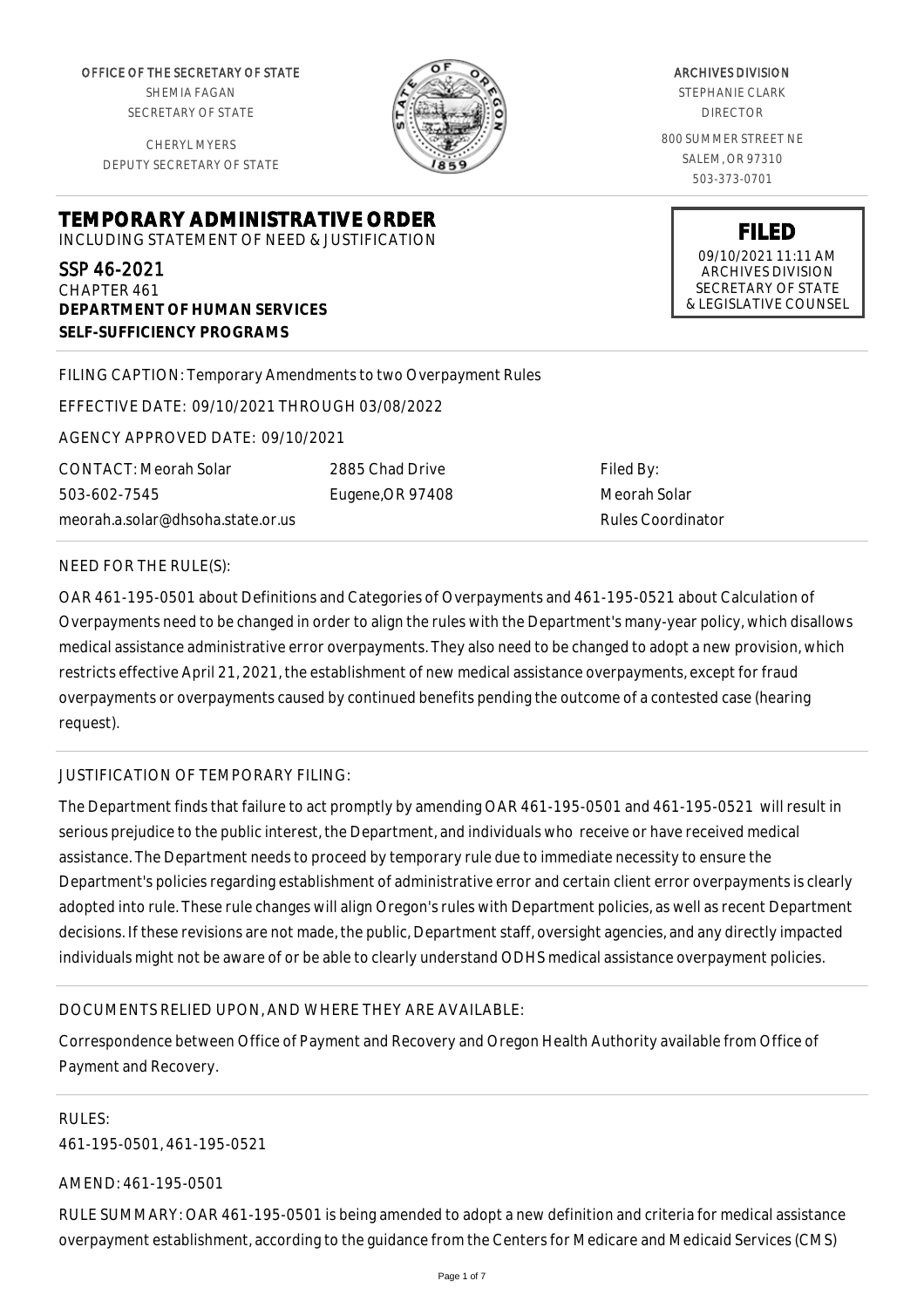OFFICE OF THE SECRETARY OF STATE
SHEMIA FAGAN
SECRETARY OF STATE

CHERYL MYERS
DEPUTY SECRETARY OF STATE

ARCHIVES DIVISION
STEPHANIE CLARK
DIRECTOR

800 SUMMER STREET NE
SALEM, OR 97310
503-373-0701

**FILED**
09/10/2021 11:11 AM
ARCHIVES DIVISION
SECRETARY OF STATE
& LEGISLATIVE COUNSEL

# TEMPORARY ADMINISTRATIVE ORDER

INCLUDING STATEMENT OF NEED & JUSTIFICATION

SSP 46-2021
CHAPTER 461
**DEPARTMENT OF HUMAN SERVICES**
**SELF-SUFFICIENCY PROGRAMS**

FILING CAPTION: Temporary Amendments to two Overpayment Rules

EFFECTIVE DATE: 09/10/2021 THROUGH 03/08/2022

AGENCY APPROVED DATE: 09/10/2021

CONTACT: Meorah Solar
503-602-7545
meorah.a.solar@dhsoha.state.or.us

2885 Chad Drive
Eugene,OR 97408

Filed By:
Meorah Solar
Rules Coordinator

NEED FOR THE RULE(S):

OAR 461-195-0501 about Definitions and Categories of Overpayments and 461-195-0521 about Calculation of Overpayments need to be changed in order to align the rules with the Department's many-year policy, which disallows medical assistance administrative error overpayments. They also need to be changed to adopt a new provision, which restricts effective April 21, 2021, the establishment of new medical assistance overpayments, except for fraud overpayments or overpayments caused by continued benefits pending the outcome of a contested case (hearing request).

JUSTIFICATION OF TEMPORARY FILING:

The Department finds that failure to act promptly by amending OAR 461-195-0501 and 461-195-0521 will result in serious prejudice to the public interest, the Department, and individuals who receive or have received medical assistance. The Department needs to proceed by temporary rule due to immediate necessity to ensure the Department's policies regarding establishment of administrative error and certain client error overpayments is clearly adopted into rule. These rule changes will align Oregon's rules with Department policies, as well as recent Department decisions. If these revisions are not made, the public, Department staff, oversight agencies, and any directly impacted individuals might not be aware of or be able to clearly understand ODHS medical assistance overpayment policies.

DOCUMENTS RELIED UPON, AND WHERE THEY ARE AVAILABLE:

Correspondence between Office of Payment and Recovery and Oregon Health Authority available from Office of Payment and Recovery.

RULES:
461-195-0501, 461-195-0521

AMEND: 461-195-0501

RULE SUMMARY: OAR 461-195-0501 is being amended to adopt a new definition and criteria for medical assistance overpayment establishment, according to the guidance from the Centers for Medicare and Medicaid Services (CMS)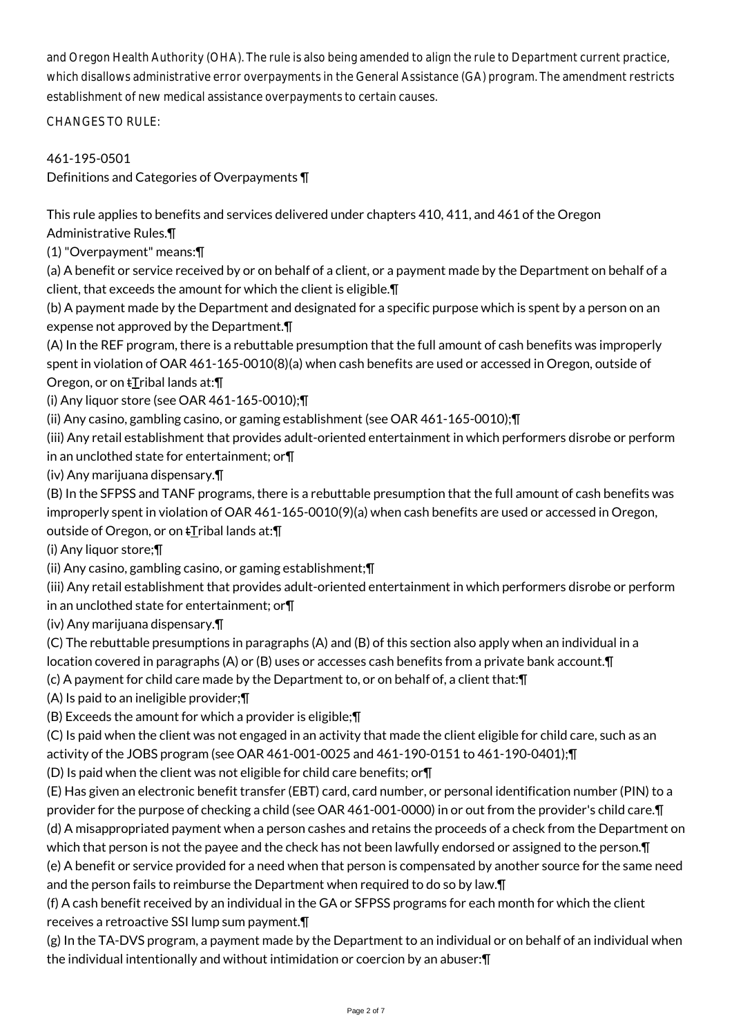and Oregon Health Authority (OHA). The rule is also being amended to align the rule to Department current practice, which disallows administrative error overpayments in the General Assistance (GA) program. The amendment restricts establishment of new medical assistance overpayments to certain causes.

CHANGES TO RULE:

461-195-0501
Definitions and Categories of Overpayments ¶

This rule applies to benefits and services delivered under chapters 410, 411, and 461 of the Oregon Administrative Rules.¶

(1) "Overpayment" means:¶

(a) A benefit or service received by or on behalf of a client, or a payment made by the Department on behalf of a client, that exceeds the amount for which the client is eligible.¶

(b) A payment made by the Department and designated for a specific purpose which is spent by a person on an expense not approved by the Department.¶

(A) In the REF program, there is a rebuttable presumption that the full amount of cash benefits was improperly spent in violation of OAR 461-165-0010(8)(a) when cash benefits are used or accessed in Oregon, outside of Oregon, or on tTribal lands at:¶

(i) Any liquor store (see OAR 461-165-0010);¶

(ii) Any casino, gambling casino, or gaming establishment (see OAR 461-165-0010);¶

(iii) Any retail establishment that provides adult-oriented entertainment in which performers disrobe or perform in an unclothed state for entertainment; or¶

(iv) Any marijuana dispensary.¶

(B) In the SFPSS and TANF programs, there is a rebuttable presumption that the full amount of cash benefits was improperly spent in violation of OAR 461-165-0010(9)(a) when cash benefits are used or accessed in Oregon, outside of Oregon, or on tTribal lands at:¶

(i) Any liquor store;¶

(ii) Any casino, gambling casino, or gaming establishment;¶

(iii) Any retail establishment that provides adult-oriented entertainment in which performers disrobe or perform in an unclothed state for entertainment; or¶

(iv) Any marijuana dispensary.¶

(C) The rebuttable presumptions in paragraphs (A) and (B) of this section also apply when an individual in a location covered in paragraphs (A) or (B) uses or accesses cash benefits from a private bank account.¶

(c) A payment for child care made by the Department to, or on behalf of, a client that:¶

(A) Is paid to an ineligible provider;¶

(B) Exceeds the amount for which a provider is eligible;¶

(C) Is paid when the client was not engaged in an activity that made the client eligible for child care, such as an activity of the JOBS program (see OAR 461-001-0025 and 461-190-0151 to 461-190-0401);¶

(D) Is paid when the client was not eligible for child care benefits; or¶

(E) Has given an electronic benefit transfer (EBT) card, card number, or personal identification number (PIN) to a provider for the purpose of checking a child (see OAR 461-001-0000) in or out from the provider's child care.¶

(d) A misappropriated payment when a person cashes and retains the proceeds of a check from the Department on which that person is not the payee and the check has not been lawfully endorsed or assigned to the person.¶

(e) A benefit or service provided for a need when that person is compensated by another source for the same need and the person fails to reimburse the Department when required to do so by law.¶

(f) A cash benefit received by an individual in the GA or SFPSS programs for each month for which the client receives a retroactive SSI lump sum payment.¶

(g) In the TA-DVS program, a payment made by the Department to an individual or on behalf of an individual when the individual intentionally and without intimidation or coercion by an abuser:¶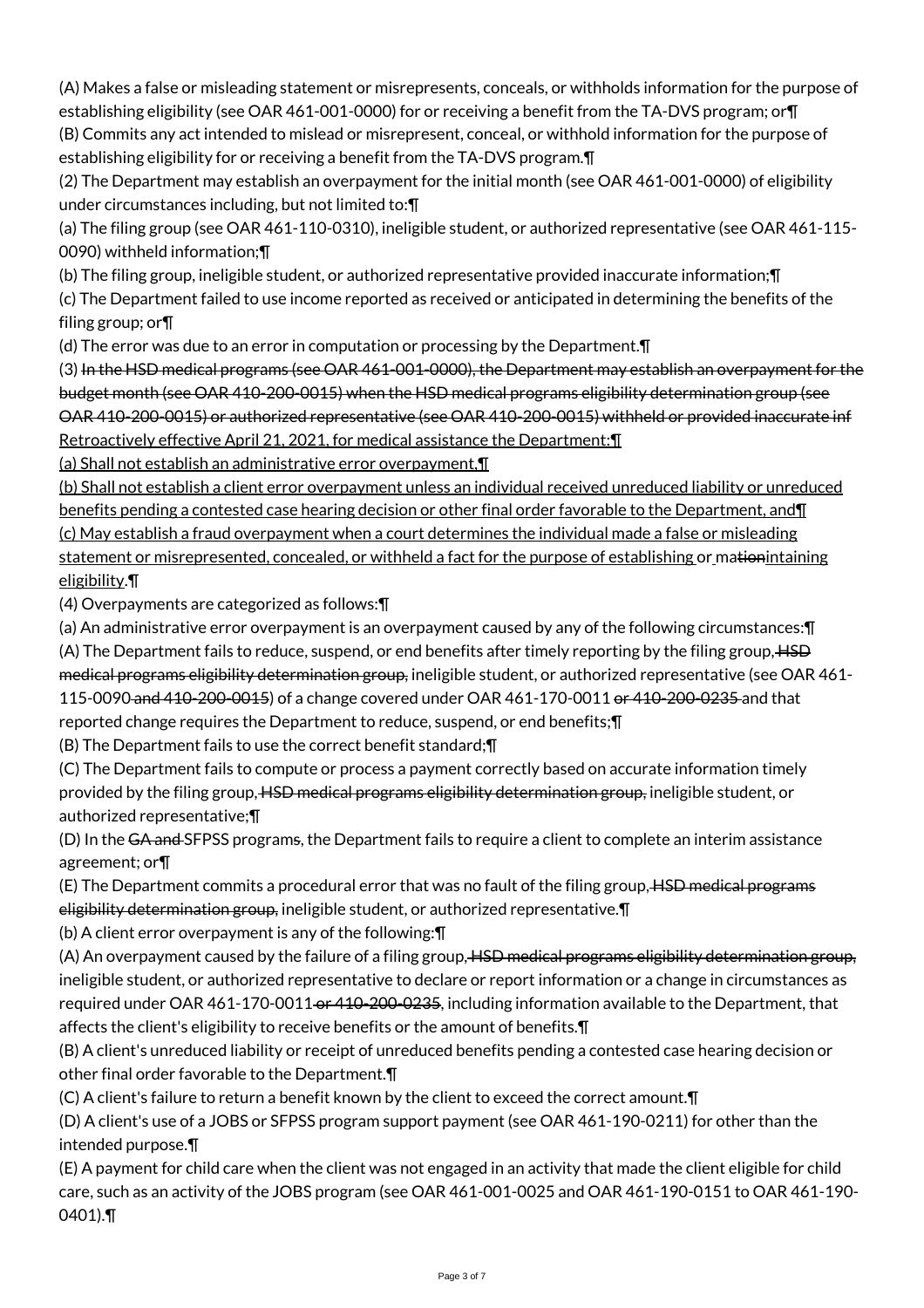(A) Makes a false or misleading statement or misrepresents, conceals, or withholds information for the purpose of establishing eligibility (see OAR 461-001-0000) for or receiving a benefit from the TA-DVS program; or¶

(B) Commits any act intended to mislead or misrepresent, conceal, or withhold information for the purpose of establishing eligibility for or receiving a benefit from the TA-DVS program.¶

(2) The Department may establish an overpayment for the initial month (see OAR 461-001-0000) of eligibility under circumstances including, but not limited to:¶

(a) The filing group (see OAR 461-110-0310), ineligible student, or authorized representative (see OAR 461-115-0090) withheld information;¶

(b) The filing group, ineligible student, or authorized representative provided inaccurate information;¶

(c) The Department failed to use income reported as received or anticipated in determining the benefits of the filing group; or¶

(d) The error was due to an error in computation or processing by the Department.¶

(3) ~~In the HSD medical programs (see OAR 461-001-0000), the Department may establish an overpayment for the budget month (see OAR 410-200-0015) when the HSD medical programs eligibility determination group (see OAR 410-200-0015) or authorized representative (see OAR 410-200-0015) withheld or provided inaccurate inf~~ Retroactively effective April 21, 2021, for medical assistance the Department:¶

(a) Shall not establish an administrative error overpayment,¶

(b) Shall not establish a client error overpayment unless an individual received unreduced liability or unreduced benefits pending a contested case hearing decision or other final order favorable to the Department, and¶

(c) May establish a fraud overpayment when a court determines the individual made a false or misleading statement or misrepresented, concealed, or withheld a fact for the purpose of establishing or ma~~tion~~intaining eligibility.¶

(4) Overpayments are categorized as follows:¶

(a) An administrative error overpayment is an overpayment caused by any of the following circumstances:¶

(A) The Department fails to reduce, suspend, or end benefits after timely reporting by the filing group, ~~HSD medical programs eligibility determination group,~~ ineligible student, or authorized representative (see OAR 461-115-0090 ~~and 410-200-0015~~) of a change covered under OAR 461-170-0011 ~~or 410-200-0235~~ and that reported change requires the Department to reduce, suspend, or end benefits;¶

(B) The Department fails to use the correct benefit standard;¶

(C) The Department fails to compute or process a payment correctly based on accurate information timely provided by the filing group, ~~HSD medical programs eligibility determination group,~~ ineligible student, or authorized representative;¶

(D) In the ~~GA and~~ SFPSS program~~s~~, the Department fails to require a client to complete an interim assistance agreement; or¶

(E) The Department commits a procedural error that was no fault of the filing group, ~~HSD medical programs eligibility determination group,~~ ineligible student, or authorized representative.¶

(b) A client error overpayment is any of the following:¶

(A) An overpayment caused by the failure of a filing group, ~~HSD medical programs eligibility determination group,~~ ineligible student, or authorized representative to declare or report information or a change in circumstances as required under OAR 461-170-0011 ~~or 410-200-0235~~, including information available to the Department, that affects the client's eligibility to receive benefits or the amount of benefits.¶

(B) A client's unreduced liability or receipt of unreduced benefits pending a contested case hearing decision or other final order favorable to the Department.¶

(C) A client's failure to return a benefit known by the client to exceed the correct amount.¶

(D) A client's use of a JOBS or SFPSS program support payment (see OAR 461-190-0211) for other than the intended purpose.¶

(E) A payment for child care when the client was not engaged in an activity that made the client eligible for child care, such as an activity of the JOBS program (see OAR 461-001-0025 and OAR 461-190-0151 to OAR 461-190-0401).¶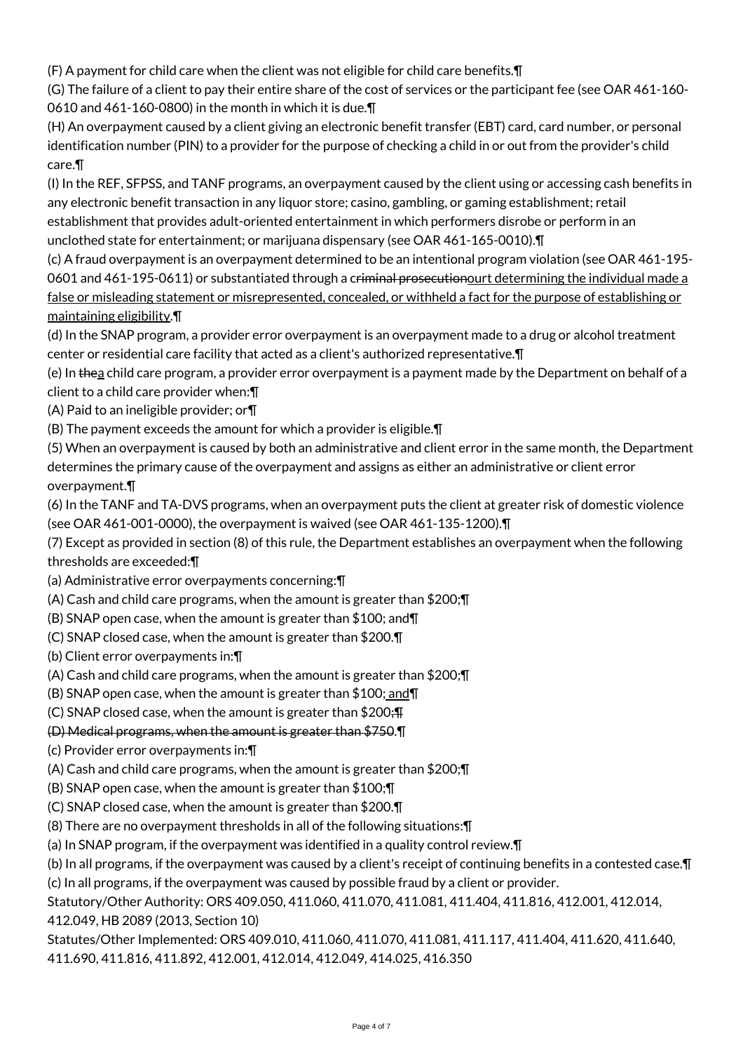(F) A payment for child care when the client was not eligible for child care benefits.¶

(G) The failure of a client to pay their entire share of the cost of services or the participant fee (see OAR 461-160-0610 and 461-160-0800) in the month in which it is due.¶

(H) An overpayment caused by a client giving an electronic benefit transfer (EBT) card, card number, or personal identification number (PIN) to a provider for the purpose of checking a child in or out from the provider's child care.¶

(I) In the REF, SFPSS, and TANF programs, an overpayment caused by the client using or accessing cash benefits in any electronic benefit transaction in any liquor store; casino, gambling, or gaming establishment; retail establishment that provides adult-oriented entertainment in which performers disrobe or perform in an unclothed state for entertainment; or marijuana dispensary (see OAR 461-165-0010).¶

(c) A fraud overpayment is an overpayment determined to be an intentional program violation (see OAR 461-195-0601 and 461-195-0611) or substantiated through a c~~riminal prosecution~~<u>ourt determining the individual made a false or misleading statement or misrepresented, concealed, or withheld a fact for the purpose of establishing or maintaining eligibility</u>.¶

(d) In the SNAP program, a provider error overpayment is an overpayment made to a drug or alcohol treatment center or residential care facility that acted as a client's authorized representative.¶

(e) In ~~the~~<u>a</u> child care program, a provider error overpayment is a payment made by the Department on behalf of a client to a child care provider when:¶

(A) Paid to an ineligible provider; or¶

(B) The payment exceeds the amount for which a provider is eligible.¶

(5) When an overpayment is caused by both an administrative and client error in the same month, the Department determines the primary cause of the overpayment and assigns as either an administrative or client error overpayment.¶

(6) In the TANF and TA-DVS programs, when an overpayment puts the client at greater risk of domestic violence (see OAR 461-001-0000), the overpayment is waived (see OAR 461-135-1200).¶

(7) Except as provided in section (8) of this rule, the Department establishes an overpayment when the following thresholds are exceeded:¶

(a) Administrative error overpayments concerning:¶

(A) Cash and child care programs, when the amount is greater than $200;¶

(B) SNAP open case, when the amount is greater than $100; and¶

(C) SNAP closed case, when the amount is greater than $200.¶

(b) Client error overpayments in:¶

(A) Cash and child care programs, when the amount is greater than $200;¶

(B) SNAP open case, when the amount is greater than $100<u>; and</u>¶

(C) SNAP closed case, when the amount is greater than $200~~;¶~~

~~(D) Medical programs, when the amount is greater than $750~~.¶

(c) Provider error overpayments in:¶

(A) Cash and child care programs, when the amount is greater than $200;¶

(B) SNAP open case, when the amount is greater than $100;¶

(C) SNAP closed case, when the amount is greater than $200.¶

(8) There are no overpayment thresholds in all of the following situations:¶

(a) In SNAP program, if the overpayment was identified in a quality control review.¶

(b) In all programs, if the overpayment was caused by a client's receipt of continuing benefits in a contested case.¶

(c) In all programs, if the overpayment was caused by possible fraud by a client or provider.

Statutory/Other Authority: ORS 409.050, 411.060, 411.070, 411.081, 411.404, 411.816, 412.001, 412.014, 412.049, HB 2089 (2013, Section 10)

Statutes/Other Implemented: ORS 409.010, 411.060, 411.070, 411.081, 411.117, 411.404, 411.620, 411.640, 411.690, 411.816, 411.892, 412.001, 412.014, 412.049, 414.025, 416.350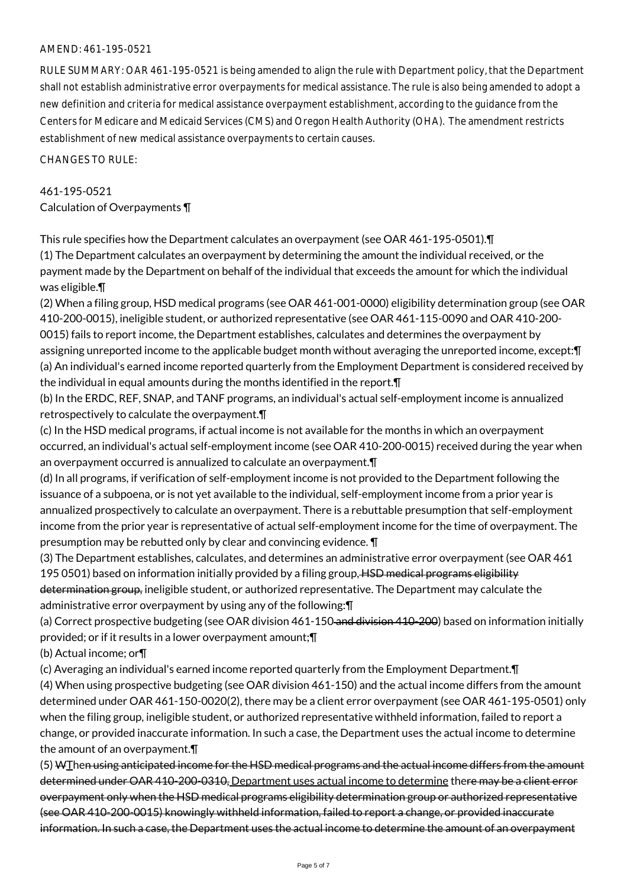AMEND: 461-195-0521

RULE SUMMARY: OAR 461-195-0521 is being amended to align the rule with Department policy, that the Department shall not establish administrative error overpayments for medical assistance. The rule is also being amended to adopt a new definition and criteria for medical assistance overpayment establishment, according to the guidance from the Centers for Medicare and Medicaid Services (CMS) and Oregon Health Authority (OHA). The amendment restricts establishment of new medical assistance overpayments to certain causes.

CHANGES TO RULE:

461-195-0521
Calculation of Overpayments ¶

This rule specifies how the Department calculates an overpayment (see OAR 461-195-0501).¶
(1) The Department calculates an overpayment by determining the amount the individual received, or the payment made by the Department on behalf of the individual that exceeds the amount for which the individual was eligible.¶
(2) When a filing group, HSD medical programs (see OAR 461-001-0000) eligibility determination group (see OAR 410-200-0015), ineligible student, or authorized representative (see OAR 461-115-0090 and OAR 410-200-0015) fails to report income, the Department establishes, calculates and determines the overpayment by assigning unreported income to the applicable budget month without averaging the unreported income, except:¶
(a) An individual's earned income reported quarterly from the Employment Department is considered received by the individual in equal amounts during the months identified in the report.¶
(b) In the ERDC, REF, SNAP, and TANF programs, an individual's actual self-employment income is annualized retrospectively to calculate the overpayment.¶
(c) In the HSD medical programs, if actual income is not available for the months in which an overpayment occurred, an individual's actual self-employment income (see OAR 410-200-0015) received during the year when an overpayment occurred is annualized to calculate an overpayment.¶
(d) In all programs, if verification of self-employment income is not provided to the Department following the issuance of a subpoena, or is not yet available to the individual, self-employment income from a prior year is annualized prospectively to calculate an overpayment. There is a rebuttable presumption that self-employment income from the prior year is representative of actual self-employment income for the time of overpayment. The presumption may be rebutted only by clear and convincing evidence. ¶
(3) The Department establishes, calculates, and determines an administrative error overpayment (see OAR 461 195 0501) based on information initially provided by a filing group~~, HSD medical programs eligibility determination group,~~ ineligible student, or authorized representative. The Department may calculate the administrative error overpayment by using any of the following:¶
(a) Correct prospective budgeting (see OAR division 461-150~~ and division 410-200~~) based on information initially provided; or if it results in a lower overpayment amount;¶
(b) Actual income; or¶
(c) Averaging an individual's earned income reported quarterly from the Employment Department.¶
(4) When using prospective budgeting (see OAR division 461-150) and the actual income differs from the amount determined under OAR 461-150-0020(2), there may be a client error overpayment (see OAR 461-195-0501) only when the filing group, ineligible student, or authorized representative withheld information, failed to report a change, or provided inaccurate information. In such a case, the Department uses the actual income to determine the amount of an overpayment.¶
(5) ~~W~~<u>T</u>he~~n using anticipated income for the HSD medical programs and the actual income differs from the amount determined under OAR 410-200-0310,~~ <u>Department uses actual income to determine</u> the~~re may be a client error overpayment only when the HSD medical programs eligibility determination group or authorized representative (see OAR 410-200-0015) knowingly withheld information, failed to report a change, or provided inaccurate information. In such a case, the Department uses the actual income to determine the amount of an overpayment~~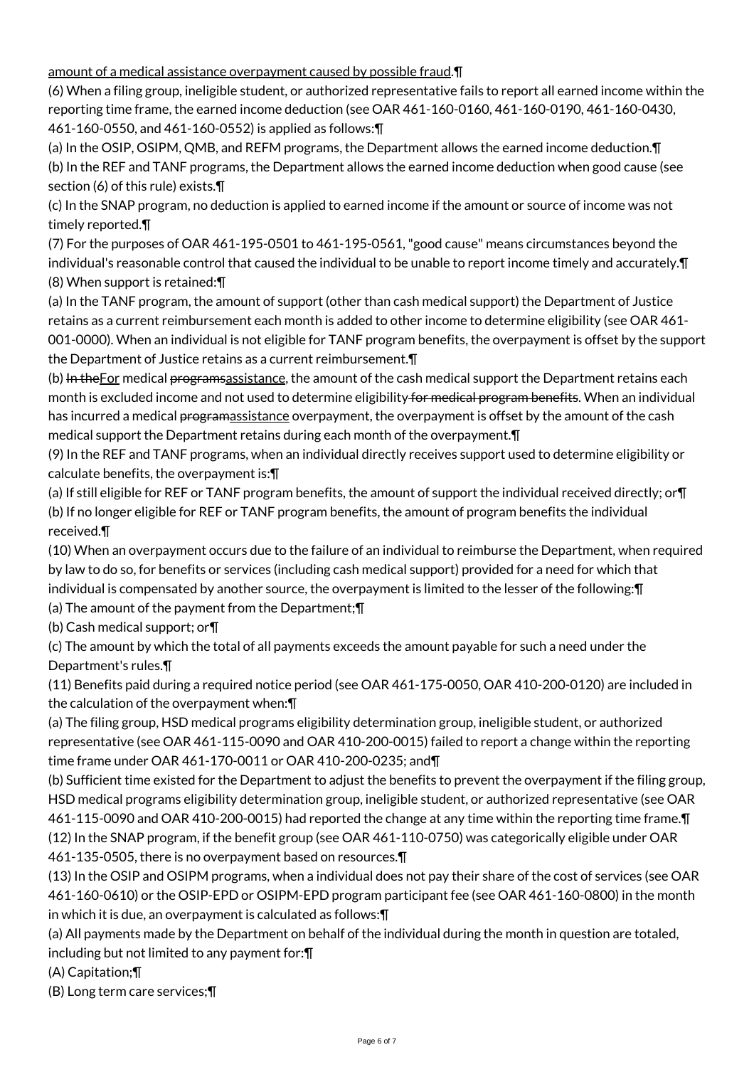amount of a medical assistance overpayment caused by possible fraud.¶

(6) When a filing group, ineligible student, or authorized representative fails to report all earned income within the reporting time frame, the earned income deduction (see OAR 461-160-0160, 461-160-0190, 461-160-0430, 461-160-0550, and 461-160-0552) is applied as follows:¶

(a) In the OSIP, OSIPM, QMB, and REFM programs, the Department allows the earned income deduction.¶

(b) In the REF and TANF programs, the Department allows the earned income deduction when good cause (see section (6) of this rule) exists.¶

(c) In the SNAP program, no deduction is applied to earned income if the amount or source of income was not timely reported.¶

(7) For the purposes of OAR 461-195-0501 to 461-195-0561, "good cause" means circumstances beyond the individual's reasonable control that caused the individual to be unable to report income timely and accurately.¶

(8) When support is retained:¶

(a) In the TANF program, the amount of support (other than cash medical support) the Department of Justice retains as a current reimbursement each month is added to other income to determine eligibility (see OAR 461-001-0000). When an individual is not eligible for TANF program benefits, the overpayment is offset by the support the Department of Justice retains as a current reimbursement.¶

(b) ~~In the~~For medical ~~programs~~assistance, the amount of the cash medical support the Department retains each month is excluded income and not used to determine eligibility ~~for medical program benefits~~. When an individual has incurred a medical ~~program~~assistance overpayment, the overpayment is offset by the amount of the cash medical support the Department retains during each month of the overpayment.¶

(9) In the REF and TANF programs, when an individual directly receives support used to determine eligibility or calculate benefits, the overpayment is:¶

(a) If still eligible for REF or TANF program benefits, the amount of support the individual received directly; or¶

(b) If no longer eligible for REF or TANF program benefits, the amount of program benefits the individual received.¶

(10) When an overpayment occurs due to the failure of an individual to reimburse the Department, when required by law to do so, for benefits or services (including cash medical support) provided for a need for which that individual is compensated by another source, the overpayment is limited to the lesser of the following:¶

(a) The amount of the payment from the Department;¶

(b) Cash medical support; or¶

(c) The amount by which the total of all payments exceeds the amount payable for such a need under the Department's rules.¶

(11) Benefits paid during a required notice period (see OAR 461-175-0050, OAR 410-200-0120) are included in the calculation of the overpayment when:¶

(a) The filing group, HSD medical programs eligibility determination group, ineligible student, or authorized representative (see OAR 461-115-0090 and OAR 410-200-0015) failed to report a change within the reporting time frame under OAR 461-170-0011 or OAR 410-200-0235; and¶

(b) Sufficient time existed for the Department to adjust the benefits to prevent the overpayment if the filing group, HSD medical programs eligibility determination group, ineligible student, or authorized representative (see OAR 461-115-0090 and OAR 410-200-0015) had reported the change at any time within the reporting time frame.¶

(12) In the SNAP program, if the benefit group (see OAR 461-110-0750) was categorically eligible under OAR 461-135-0505, there is no overpayment based on resources.¶

(13) In the OSIP and OSIPM programs, when a individual does not pay their share of the cost of services (see OAR 461-160-0610) or the OSIP-EPD or OSIPM-EPD program participant fee (see OAR 461-160-0800) in the month in which it is due, an overpayment is calculated as follows:¶

(a) All payments made by the Department on behalf of the individual during the month in question are totaled, including but not limited to any payment for:¶

(A) Capitation;¶

(B) Long term care services;¶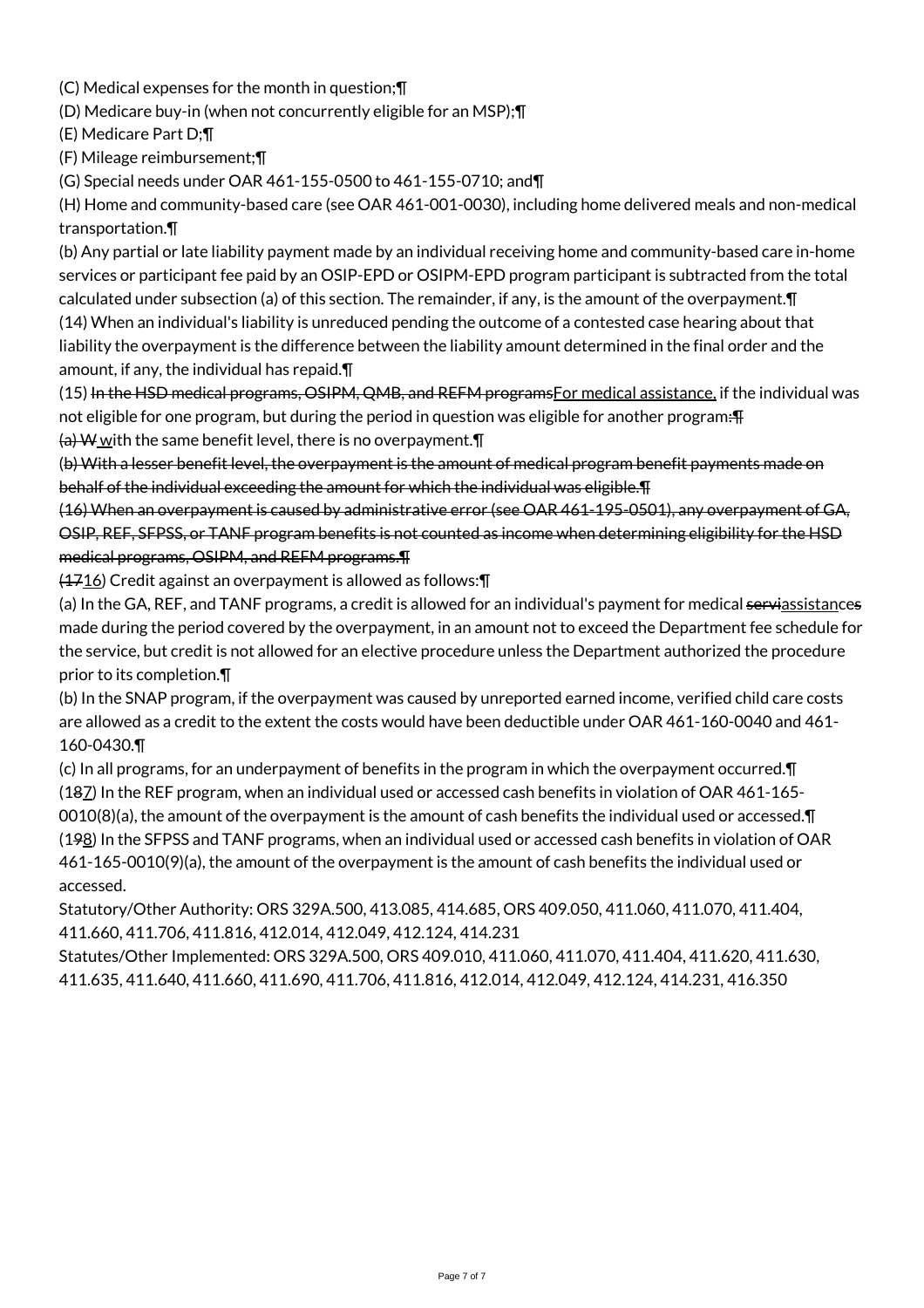(C) Medical expenses for the month in question;¶

(D) Medicare buy-in (when not concurrently eligible for an MSP);¶

(E) Medicare Part D;¶

(F) Mileage reimbursement;¶

(G) Special needs under OAR 461-155-0500 to 461-155-0710; and¶

(H) Home and community-based care (see OAR 461-001-0030), including home delivered meals and non-medical transportation.¶

(b) Any partial or late liability payment made by an individual receiving home and community-based care in-home services or participant fee paid by an OSIP-EPD or OSIPM-EPD program participant is subtracted from the total calculated under subsection (a) of this section. The remainder, if any, is the amount of the overpayment.¶

(14) When an individual's liability is unreduced pending the outcome of a contested case hearing about that liability the overpayment is the difference between the liability amount determined in the final order and the amount, if any, the individual has repaid.¶

(15) ~~In the HSD medical programs, OSIPM, QMB, and REFM programs~~<u>For medical assistance,</u> if the individual was not eligible for one program, but during the period in question was eligible for another program~~:¶~~

~~(a) W~~ <u>w</u>ith the same benefit level, there is no overpayment.¶

~~(b) With a lesser benefit level, the overpayment is the amount of medical program benefit payments made on behalf of the individual exceeding the amount for which the individual was eligible.¶~~

~~(16) When an overpayment is caused by administrative error (see OAR 461-195-0501), any overpayment of GA, OSIP, REF, SFPSS, or TANF program benefits is not counted as income when determining eligibility for the HSD medical programs, OSIPM, and REFM programs.¶~~

(~~17~~<u>16</u>) Credit against an overpayment is allowed as follows:¶

(a) In the GA, REF, and TANF programs, a credit is allowed for an individual's payment for medical ~~servi~~<u>assistan</u>ces made during the period covered by the overpayment, in an amount not to exceed the Department fee schedule for the service, but credit is not allowed for an elective procedure unless the Department authorized the procedure prior to its completion.¶

(b) In the SNAP program, if the overpayment was caused by unreported earned income, verified child care costs are allowed as a credit to the extent the costs would have been deductible under OAR 461-160-0040 and 461-160-0430.¶

(c) In all programs, for an underpayment of benefits in the program in which the overpayment occurred.¶

(1~~8~~<u>7</u>) In the REF program, when an individual used or accessed cash benefits in violation of OAR 461-165-0010(8)(a), the amount of the overpayment is the amount of cash benefits the individual used or accessed.¶

(1~~9~~<u>8</u>) In the SFPSS and TANF programs, when an individual used or accessed cash benefits in violation of OAR 461-165-0010(9)(a), the amount of the overpayment is the amount of cash benefits the individual used or accessed.

Statutory/Other Authority: ORS 329A.500, 413.085, 414.685, ORS 409.050, 411.060, 411.070, 411.404, 411.660, 411.706, 411.816, 412.014, 412.049, 412.124, 414.231

Statutes/Other Implemented: ORS 329A.500, ORS 409.010, 411.060, 411.070, 411.404, 411.620, 411.630, 411.635, 411.640, 411.660, 411.690, 411.706, 411.816, 412.014, 412.049, 412.124, 414.231, 416.350